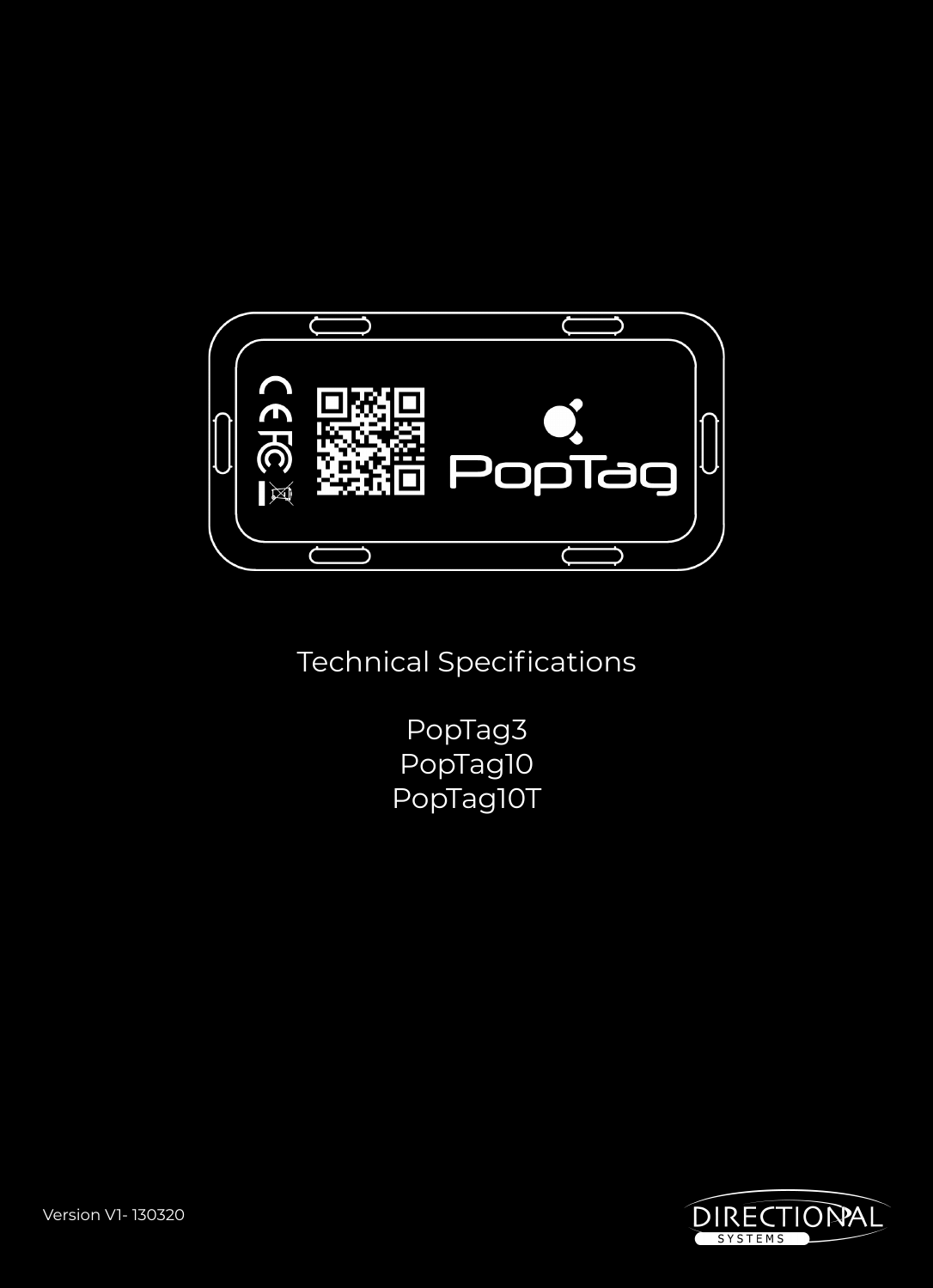# Technical Specifications

PopTag3
PopTag10
PopTag10T

Version V1- 130320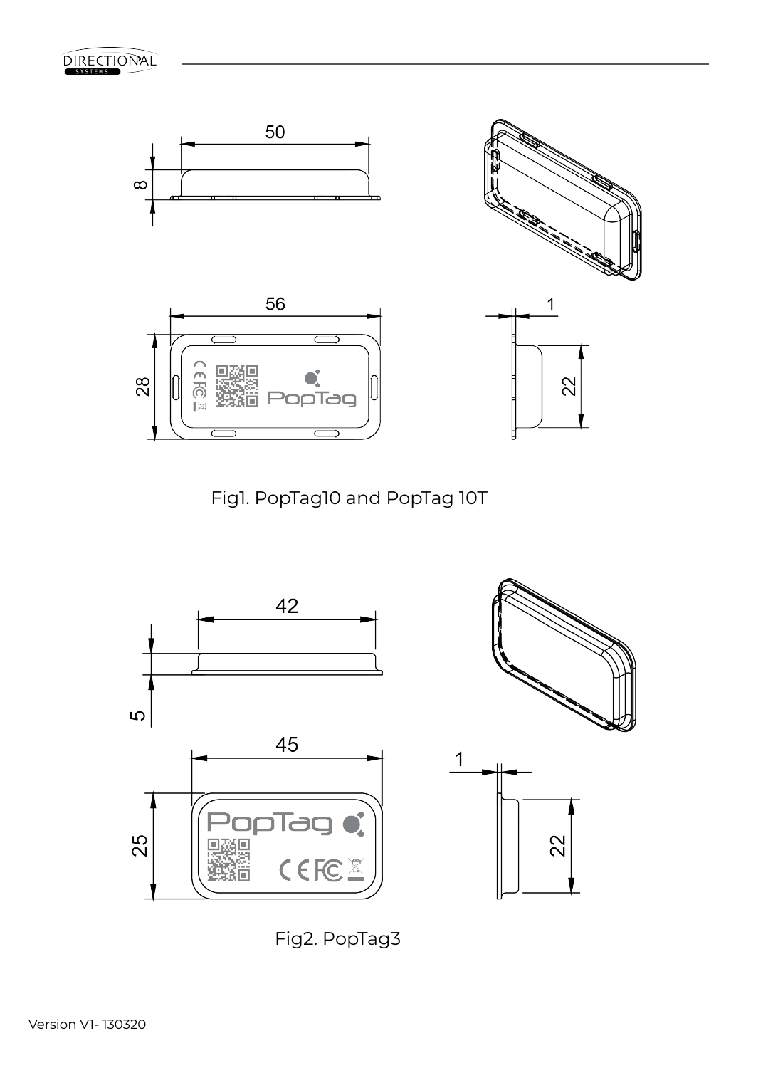Fig1. PopTag10 and PopTag 10T

Fig2. PopTag3

Version V1- 130320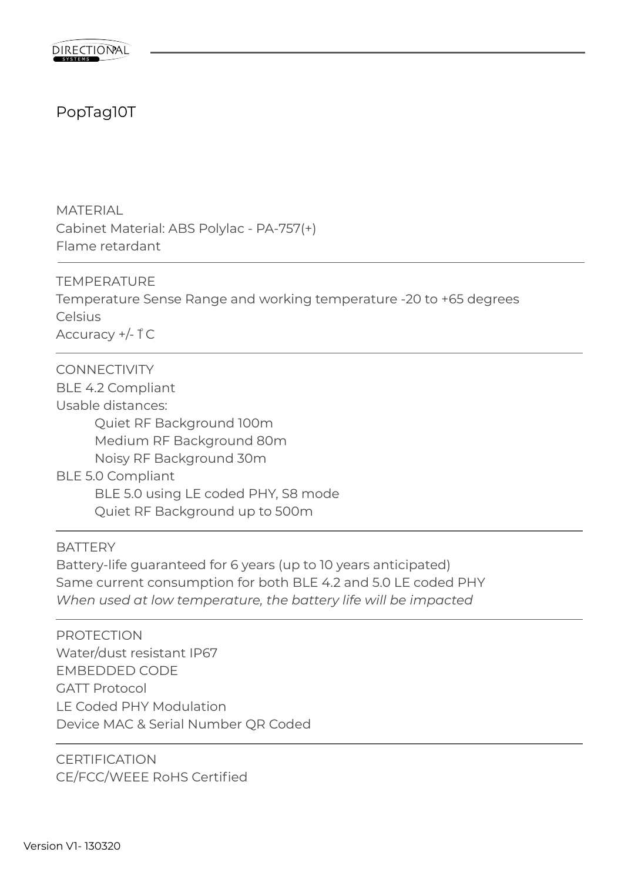# PopTag10T

## MATERIAL

Cabinet Material: ABS Polylac - PA-757(+)
Flame retardant

## TEMPERATURE

Temperature Sense Range and working temperature -20 to +65 degrees Celsius
Accuracy +/- 1̊C

## CONNECTIVITY

BLE 4.2 Compliant
Usable distances:

- Quiet RF Background 100m
- Medium RF Background 80m
- Noisy RF Background 30m

BLE 5.0 Compliant

- BLE 5.0 using LE coded PHY, S8 mode
- Quiet RF Background up to 500m

## BATTERY

Battery-life guaranteed for 6 years (up to 10 years anticipated)
Same current consumption for both BLE 4.2 and 5.0 LE coded PHY
*When used at low temperature, the battery life will be impacted*

## PROTECTION

Water/dust resistant IP67

## EMBEDDED CODE

GATT Protocol
LE Coded PHY Modulation
Device MAC & Serial Number QR Coded

## CERTIFICATION

CE/FCC/WEEE RoHS Certified

Version V1- 130320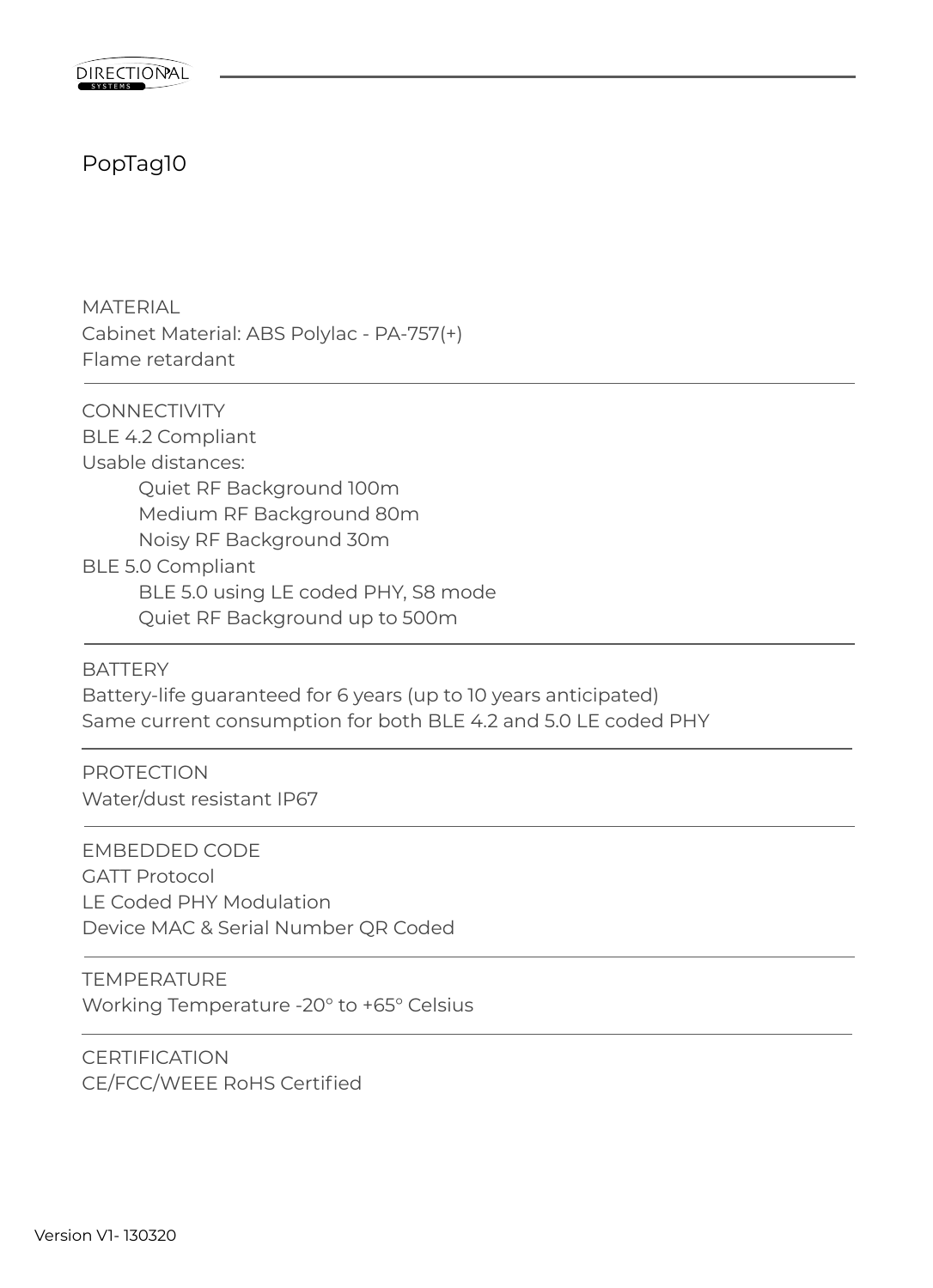# PopTag10

## MATERIAL

Cabinet Material: ABS Polylac - PA-757(+)
Flame retardant

---

## CONNECTIVITY

BLE 4.2 Compliant
Usable distances:

- Quiet RF Background 100m
- Medium RF Background 80m
- Noisy RF Background 30m

BLE 5.0 Compliant

- BLE 5.0 using LE coded PHY, S8 mode
- Quiet RF Background up to 500m

---

## BATTERY

Battery-life guaranteed for 6 years (up to 10 years anticipated)
Same current consumption for both BLE 4.2 and 5.0 LE coded PHY

---

## PROTECTION

Water/dust resistant IP67

---

## EMBEDDED CODE

GATT Protocol
LE Coded PHY Modulation
Device MAC & Serial Number QR Coded

---

## TEMPERATURE

Working Temperature -20° to +65° Celsius

---

## CERTIFICATION

CE/FCC/WEEE RoHS Certified

Version V1- 130320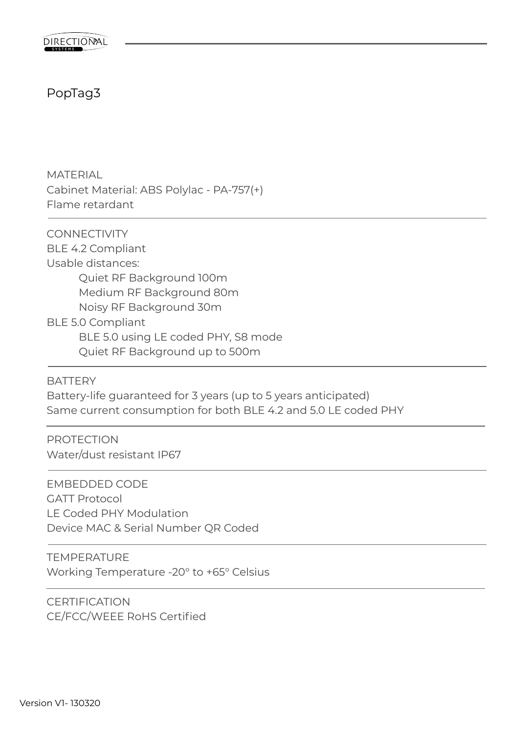# PopTag3

## MATERIAL

Cabinet Material: ABS Polylac - PA-757(+)
Flame retardant

## CONNECTIVITY

BLE 4.2 Compliant
Usable distances:

- Quiet RF Background 100m
- Medium RF Background 80m
- Noisy RF Background 30m

BLE 5.0 Compliant

- BLE 5.0 using LE coded PHY, S8 mode
- Quiet RF Background up to 500m

## BATTERY

Battery-life guaranteed for 3 years (up to 5 years anticipated)
Same current consumption for both BLE 4.2 and 5.0 LE coded PHY

## PROTECTION

Water/dust resistant IP67

## EMBEDDED CODE

GATT Protocol
LE Coded PHY Modulation
Device MAC & Serial Number QR Coded

## TEMPERATURE

Working Temperature -20° to +65° Celsius

## CERTIFICATION

CE/FCC/WEEE RoHS Certified

Version V1- 130320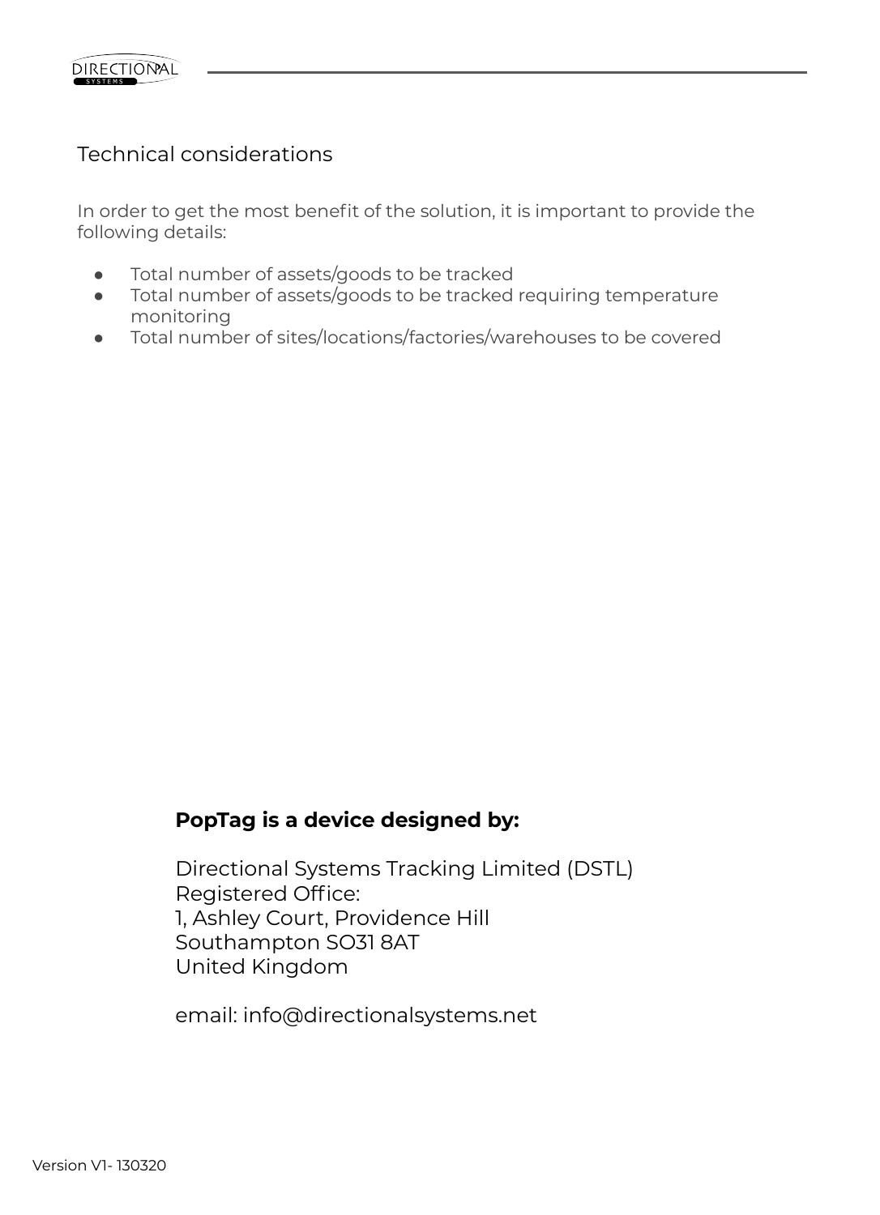## Technical considerations

In order to get the most benefit of the solution, it is important to provide the following details:

- Total number of assets/goods to be tracked
- Total number of assets/goods to be tracked requiring temperature monitoring
- Total number of sites/locations/factories/warehouses to be covered

**PopTag is a device designed by:**

Directional Systems Tracking Limited (DSTL)
Registered Office:
1, Ashley Court, Providence Hill
Southampton SO31 8AT
United Kingdom

email: info@directionalsystems.net

Version V1- 130320